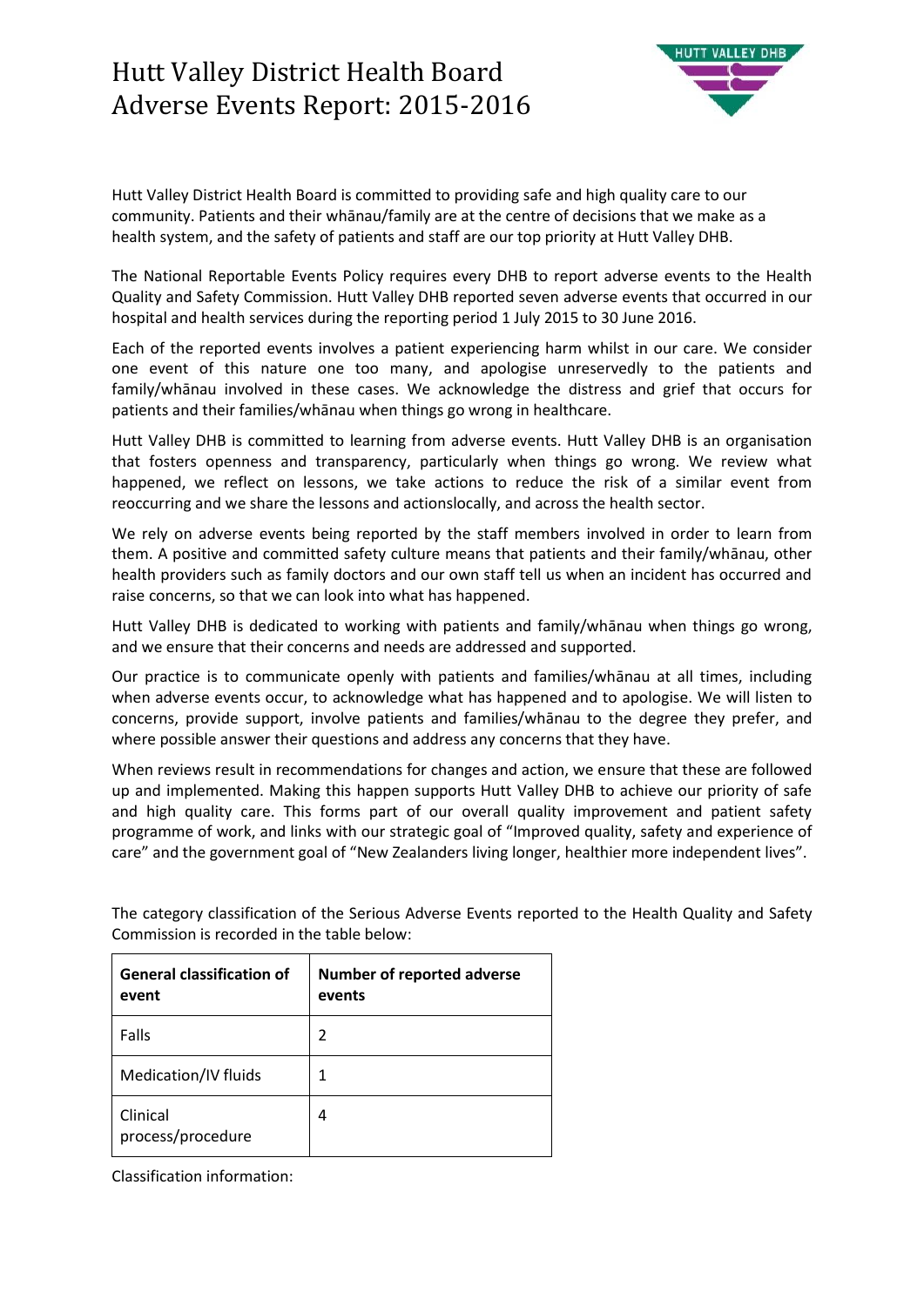# Hutt Valley District Health Board Adverse Events Report: 2015-2016

Hutt Valley District Health Board is committed to providing safe and high quality care to our community. Patients and their whānau/family are at the centre of decisions that we make as a health system, and the safety of patients and staff are our top priority at Hutt Valley DHB.

The National Reportable Events Policy requires every DHB to report adverse events to the Health Quality and Safety Commission. Hutt Valley DHB reported seven adverse events that occurred in our hospital and health services during the reporting period 1 July 2015 to 30 June 2016.

Each of the reported events involves a patient experiencing harm whilst in our care. We consider one event of this nature one too many, and apologise unreservedly to the patients and family/whānau involved in these cases. We acknowledge the distress and grief that occurs for patients and their families/whānau when things go wrong in healthcare.

Hutt Valley DHB is committed to learning from adverse events. Hutt Valley DHB is an organisation that fosters openness and transparency, particularly when things go wrong. We review what happened, we reflect on lessons, we take actions to reduce the risk of a similar event from reoccurring and we share the lessons and actionslocally, and across the health sector.

We rely on adverse events being reported by the staff members involved in order to learn from them. A positive and committed safety culture means that patients and their family/whānau, other health providers such as family doctors and our own staff tell us when an incident has occurred and raise concerns, so that we can look into what has happened.

Hutt Valley DHB is dedicated to working with patients and family/whānau when things go wrong, and we ensure that their concerns and needs are addressed and supported.

Our practice is to communicate openly with patients and families/whānau at all times, including when adverse events occur, to acknowledge what has happened and to apologise. We will listen to concerns, provide support, involve patients and families/whānau to the degree they prefer, and where possible answer their questions and address any concerns that they have.

When reviews result in recommendations for changes and action, we ensure that these are followed up and implemented. Making this happen supports Hutt Valley DHB to achieve our priority of safe and high quality care. This forms part of our overall quality improvement and patient safety programme of work, and links with our strategic goal of "Improved quality, safety and experience of care" and the government goal of "New Zealanders living longer, healthier more independent lives".

The category classification of the Serious Adverse Events reported to the Health Quality and Safety Commission is recorded in the table below:

| **General classification of event** | **Number of reported adverse events** |
|---|---|
| Falls | 2 |
| Medication/IV fluids | 1 |
| Clinical process/procedure | 4 |

Classification information: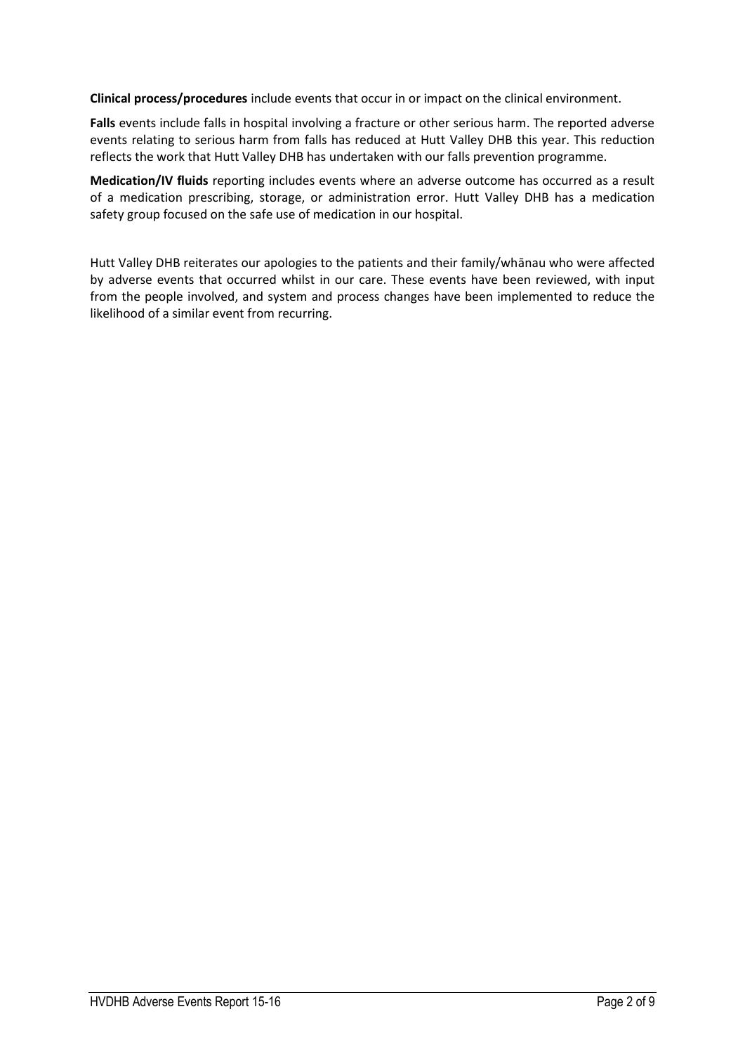**Clinical process/procedures** include events that occur in or impact on the clinical environment.

**Falls** events include falls in hospital involving a fracture or other serious harm. The reported adverse events relating to serious harm from falls has reduced at Hutt Valley DHB this year. This reduction reflects the work that Hutt Valley DHB has undertaken with our falls prevention programme.

**Medication/IV fluids** reporting includes events where an adverse outcome has occurred as a result of a medication prescribing, storage, or administration error. Hutt Valley DHB has a medication safety group focused on the safe use of medication in our hospital.

Hutt Valley DHB reiterates our apologies to the patients and their family/whānau who were affected by adverse events that occurred whilst in our care. These events have been reviewed, with input from the people involved, and system and process changes have been implemented to reduce the likelihood of a similar event from recurring.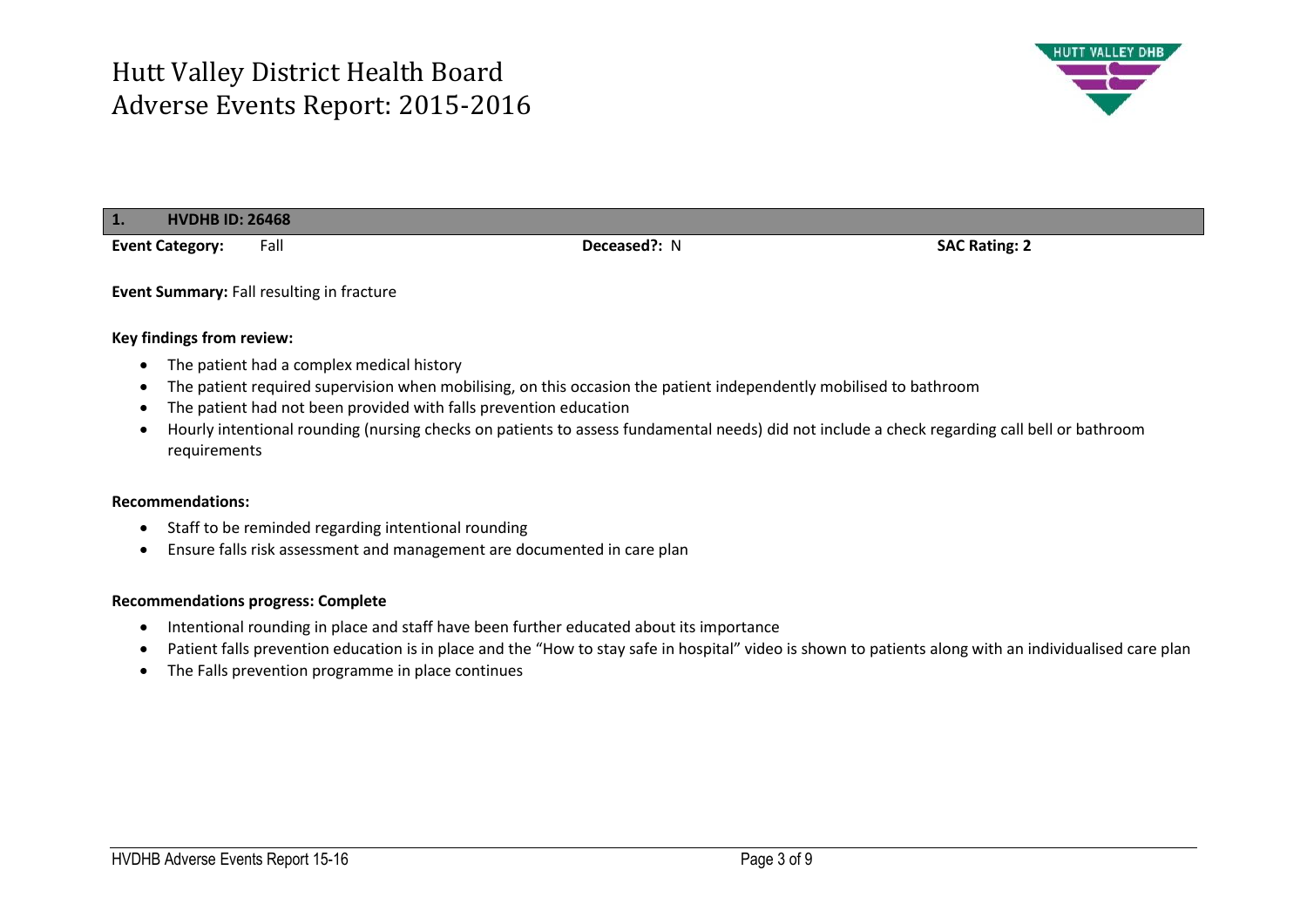# Hutt Valley District Health Board
# Adverse Events Report: 2015-2016

| 1. | HVDHB ID: 26468 | | |
|---|---|---|---|
| **Event Category:** | Fall | **Deceased?:** N | **SAC Rating: 2** |

**Event Summary:** Fall resulting in fracture

**Key findings from review:**

- The patient had a complex medical history
- The patient required supervision when mobilising, on this occasion the patient independently mobilised to bathroom
- The patient had not been provided with falls prevention education
- Hourly intentional rounding (nursing checks on patients to assess fundamental needs) did not include a check regarding call bell or bathroom requirements

**Recommendations:**

- Staff to be reminded regarding intentional rounding
- Ensure falls risk assessment and management are documented in care plan

**Recommendations progress: Complete**

- Intentional rounding in place and staff have been further educated about its importance
- Patient falls prevention education is in place and the "How to stay safe in hospital" video is shown to patients along with an individualised care plan
- The Falls prevention programme in place continues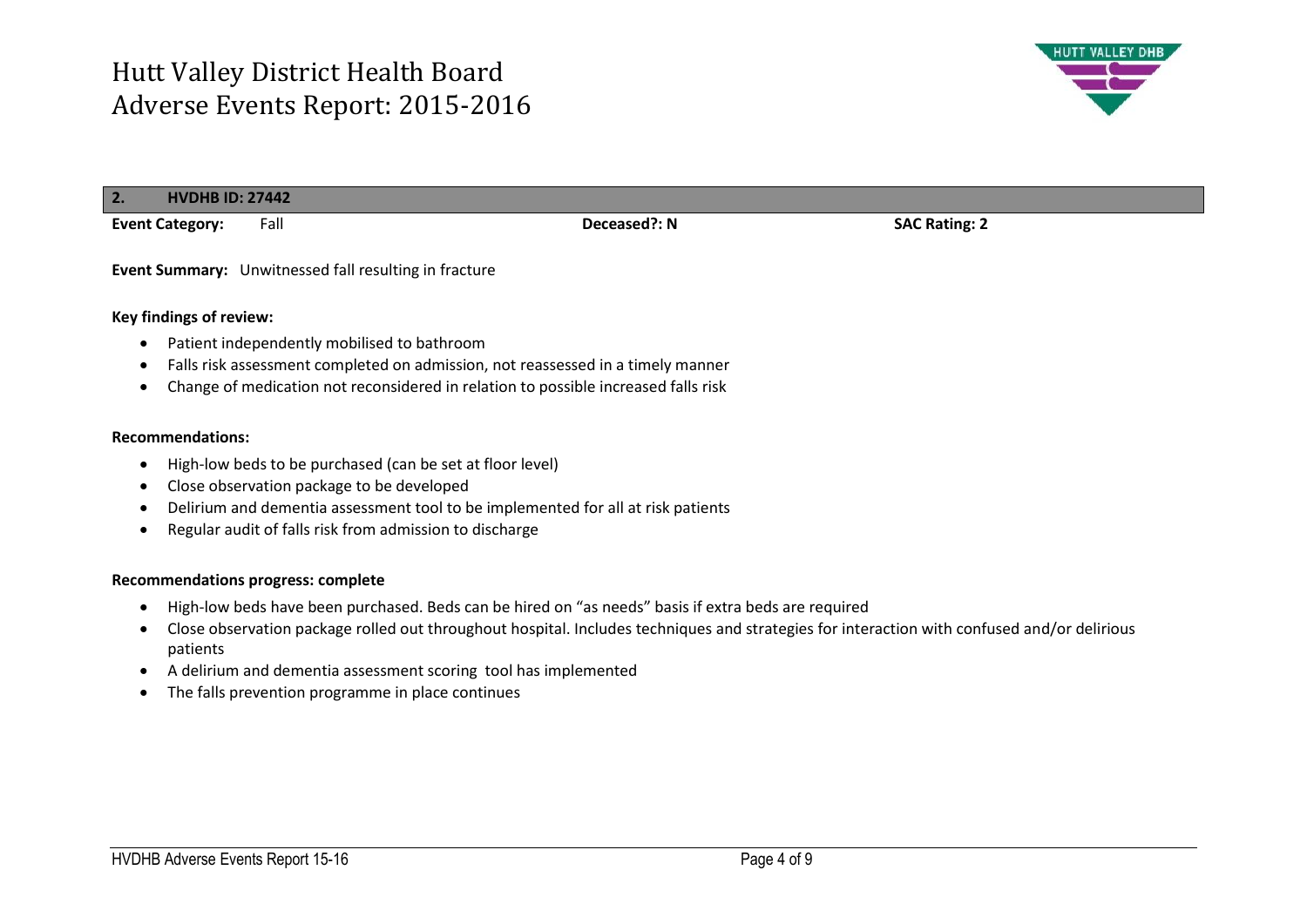# Hutt Valley District Health Board
# Adverse Events Report: 2015-2016

## 2. HVDHB ID: 27442

**Event Category:** Fall **Deceased?: N** **SAC Rating: 2**

**Event Summary:** Unwitnessed fall resulting in fracture

**Key findings of review:**

- Patient independently mobilised to bathroom
- Falls risk assessment completed on admission, not reassessed in a timely manner
- Change of medication not reconsidered in relation to possible increased falls risk

**Recommendations:**

- High-low beds to be purchased (can be set at floor level)
- Close observation package to be developed
- Delirium and dementia assessment tool to be implemented for all at risk patients
- Regular audit of falls risk from admission to discharge

**Recommendations progress: complete**

- High-low beds have been purchased. Beds can be hired on "as needs" basis if extra beds are required
- Close observation package rolled out throughout hospital. Includes techniques and strategies for interaction with confused and/or delirious patients
- A delirium and dementia assessment scoring tool has implemented
- The falls prevention programme in place continues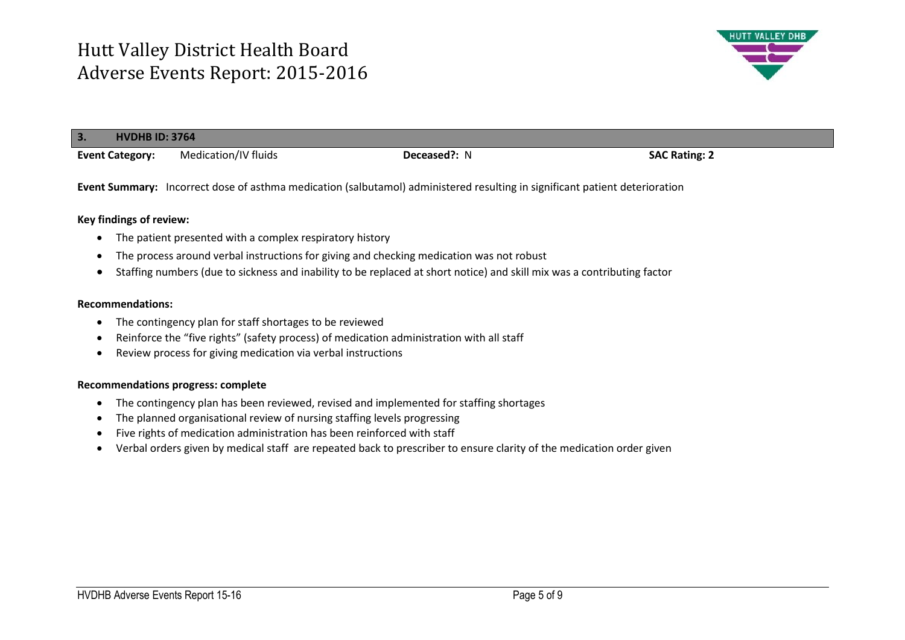# Hutt Valley District Health Board
# Adverse Events Report: 2015-2016

## 3. HVDHB ID: 3764

**Event Category:** Medication/IV fluids **Deceased?:** N **SAC Rating: 2**

**Event Summary:** Incorrect dose of asthma medication (salbutamol) administered resulting in significant patient deterioration

**Key findings of review:**

- The patient presented with a complex respiratory history
- The process around verbal instructions for giving and checking medication was not robust
- Staffing numbers (due to sickness and inability to be replaced at short notice) and skill mix was a contributing factor

**Recommendations:**

- The contingency plan for staff shortages to be reviewed
- Reinforce the "five rights" (safety process) of medication administration with all staff
- Review process for giving medication via verbal instructions

**Recommendations progress: complete**

- The contingency plan has been reviewed, revised and implemented for staffing shortages
- The planned organisational review of nursing staffing levels progressing
- Five rights of medication administration has been reinforced with staff
- Verbal orders given by medical staff are repeated back to prescriber to ensure clarity of the medication order given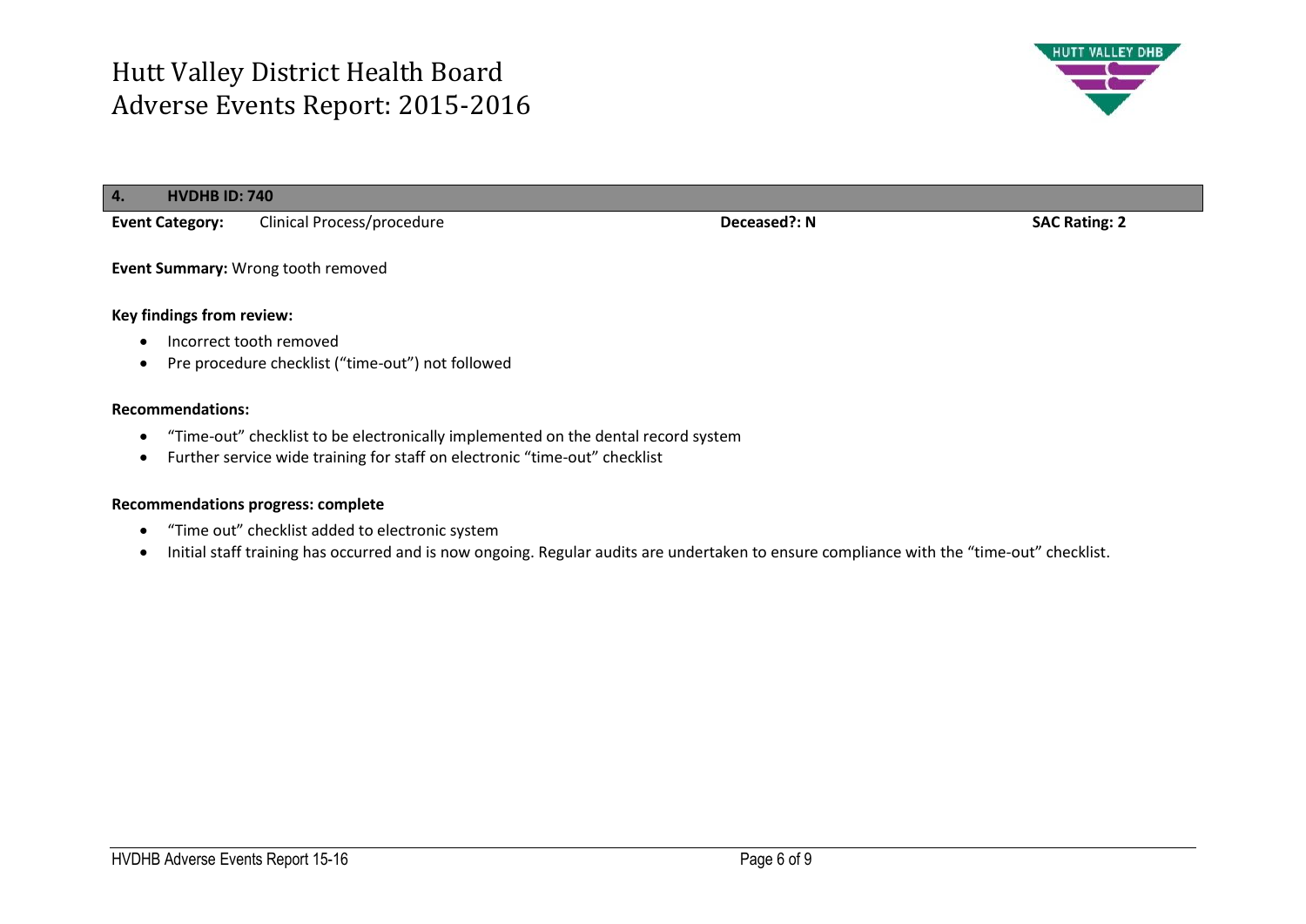# Hutt Valley District Health Board
# Adverse Events Report: 2015-2016

## 4. HVDHB ID: 740

**Event Category:** Clinical Process/procedure **Deceased?: N** **SAC Rating: 2**

**Event Summary:** Wrong tooth removed

**Key findings from review:**

- Incorrect tooth removed
- Pre procedure checklist ("time-out") not followed

**Recommendations:**

- "Time-out" checklist to be electronically implemented on the dental record system
- Further service wide training for staff on electronic "time-out" checklist

**Recommendations progress: complete**

- "Time out" checklist added to electronic system
- Initial staff training has occurred and is now ongoing. Regular audits are undertaken to ensure compliance with the "time-out" checklist.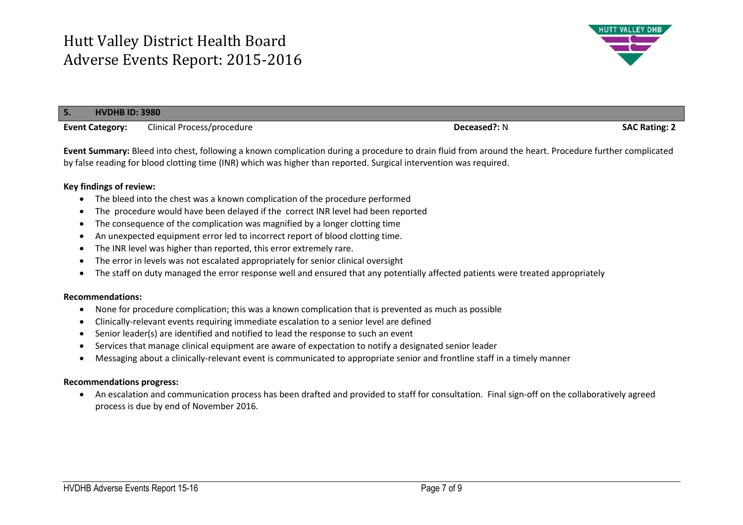# Hutt Valley District Health Board
# Adverse Events Report: 2015-2016

| 5. | HVDHB ID: 3980 | | |
|---|---|---|---|
| **Event Category:** | Clinical Process/procedure | **Deceased?:** N | **SAC Rating: 2** |

**Event Summary:** Bleed into chest, following a known complication during a procedure to drain fluid from around the heart. Procedure further complicated by false reading for blood clotting time (INR) which was higher than reported. Surgical intervention was required.

**Key findings of review:**

- The bleed into the chest was a known complication of the procedure performed
- The procedure would have been delayed if the correct INR level had been reported
- The consequence of the complication was magnified by a longer clotting time
- An unexpected equipment error led to incorrect report of blood clotting time.
- The INR level was higher than reported, this error extremely rare.
- The error in levels was not escalated appropriately for senior clinical oversight
- The staff on duty managed the error response well and ensured that any potentially affected patients were treated appropriately

**Recommendations:**

- None for procedure complication; this was a known complication that is prevented as much as possible
- Clinically-relevant events requiring immediate escalation to a senior level are defined
- Senior leader(s) are identified and notified to lead the response to such an event
- Services that manage clinical equipment are aware of expectation to notify a designated senior leader
- Messaging about a clinically-relevant event is communicated to appropriate senior and frontline staff in a timely manner

**Recommendations progress:**

- An escalation and communication process has been drafted and provided to staff for consultation. Final sign-off on the collaboratively agreed process is due by end of November 2016.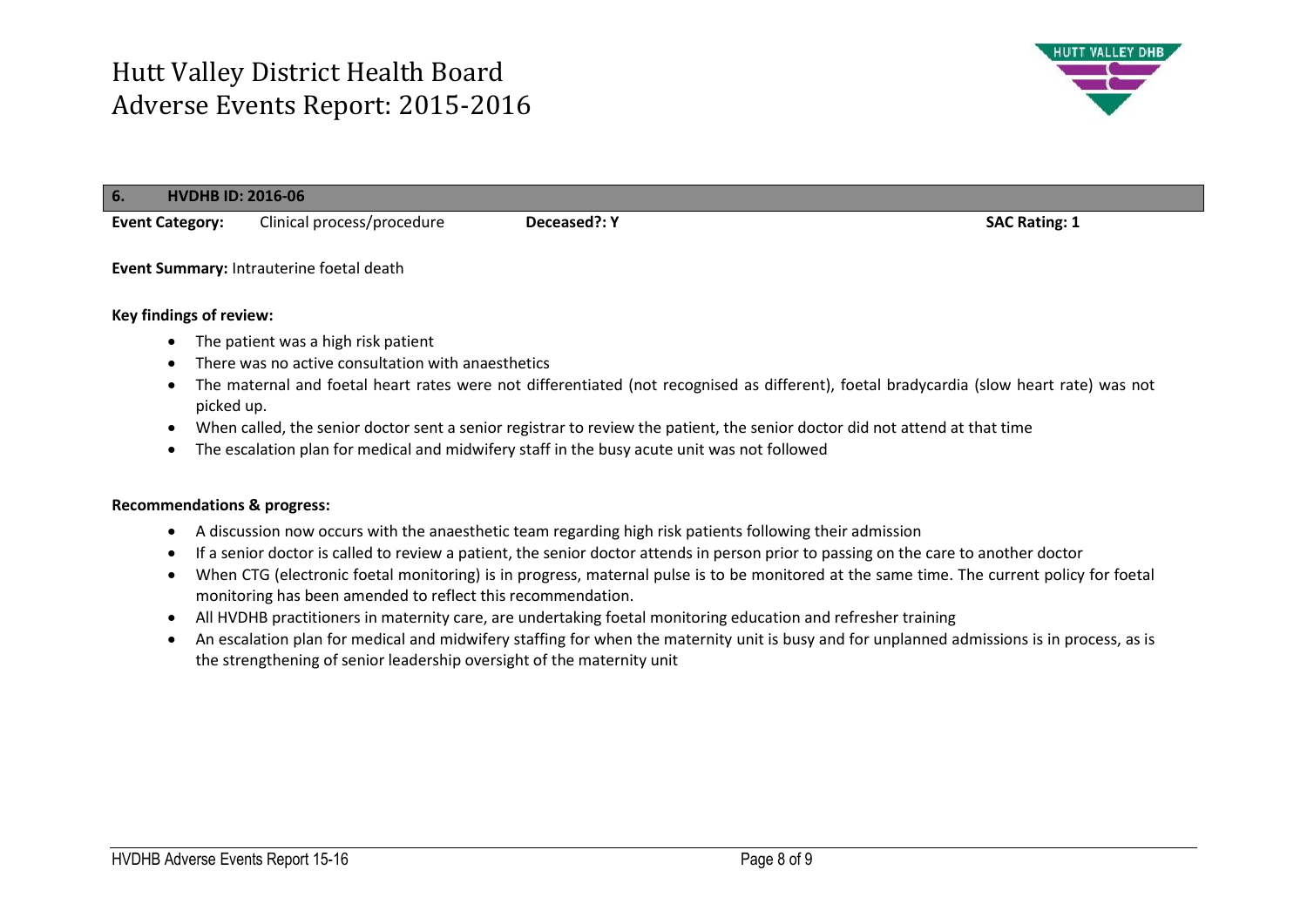# Hutt Valley District Health Board
# Adverse Events Report: 2015-2016

## 6. HVDHB ID: 2016-06

**Event Category:** Clinical process/procedure **Deceased?: Y** **SAC Rating: 1**

**Event Summary:** Intrauterine foetal death

**Key findings of review:**

- The patient was a high risk patient
- There was no active consultation with anaesthetics
- The maternal and foetal heart rates were not differentiated (not recognised as different), foetal bradycardia (slow heart rate) was not picked up.
- When called, the senior doctor sent a senior registrar to review the patient, the senior doctor did not attend at that time
- The escalation plan for medical and midwifery staff in the busy acute unit was not followed

**Recommendations & progress:**

- A discussion now occurs with the anaesthetic team regarding high risk patients following their admission
- If a senior doctor is called to review a patient, the senior doctor attends in person prior to passing on the care to another doctor
- When CTG (electronic foetal monitoring) is in progress, maternal pulse is to be monitored at the same time. The current policy for foetal monitoring has been amended to reflect this recommendation.
- All HVDHB practitioners in maternity care, are undertaking foetal monitoring education and refresher training
- An escalation plan for medical and midwifery staffing for when the maternity unit is busy and for unplanned admissions is in process, as is the strengthening of senior leadership oversight of the maternity unit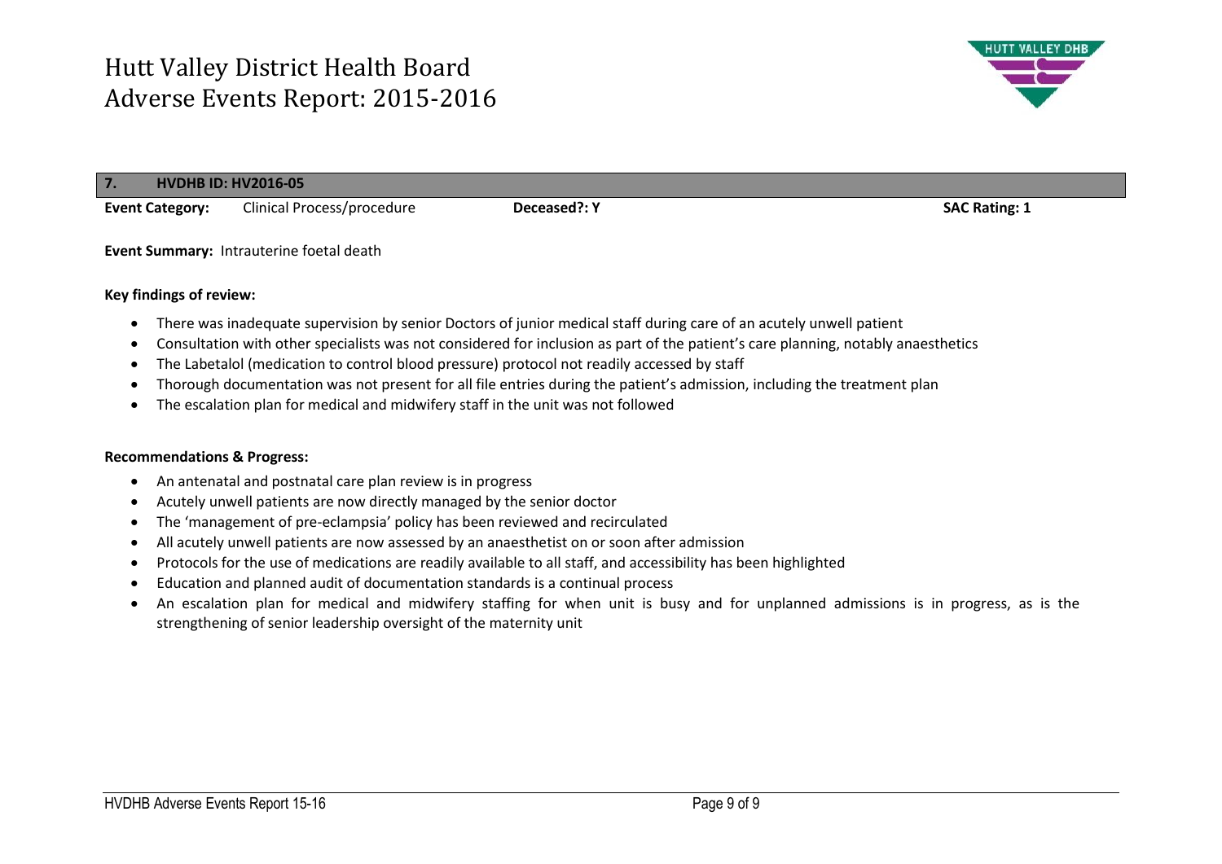# Hutt Valley District Health Board
# Adverse Events Report: 2015-2016

| 7. | HVDHB ID: HV2016-05 | | |
|---|---|---|---|
| **Event Category:** | Clinical Process/procedure | **Deceased?: Y** | **SAC Rating: 1** |

**Event Summary:** Intrauterine foetal death

**Key findings of review:**

- There was inadequate supervision by senior Doctors of junior medical staff during care of an acutely unwell patient
- Consultation with other specialists was not considered for inclusion as part of the patient's care planning, notably anaesthetics
- The Labetalol (medication to control blood pressure) protocol not readily accessed by staff
- Thorough documentation was not present for all file entries during the patient's admission, including the treatment plan
- The escalation plan for medical and midwifery staff in the unit was not followed

**Recommendations & Progress:**

- An antenatal and postnatal care plan review is in progress
- Acutely unwell patients are now directly managed by the senior doctor
- The 'management of pre-eclampsia' policy has been reviewed and recirculated
- All acutely unwell patients are now assessed by an anaesthetist on or soon after admission
- Protocols for the use of medications are readily available to all staff, and accessibility has been highlighted
- Education and planned audit of documentation standards is a continual process
- An escalation plan for medical and midwifery staffing for when unit is busy and for unplanned admissions is in progress, as is the strengthening of senior leadership oversight of the maternity unit